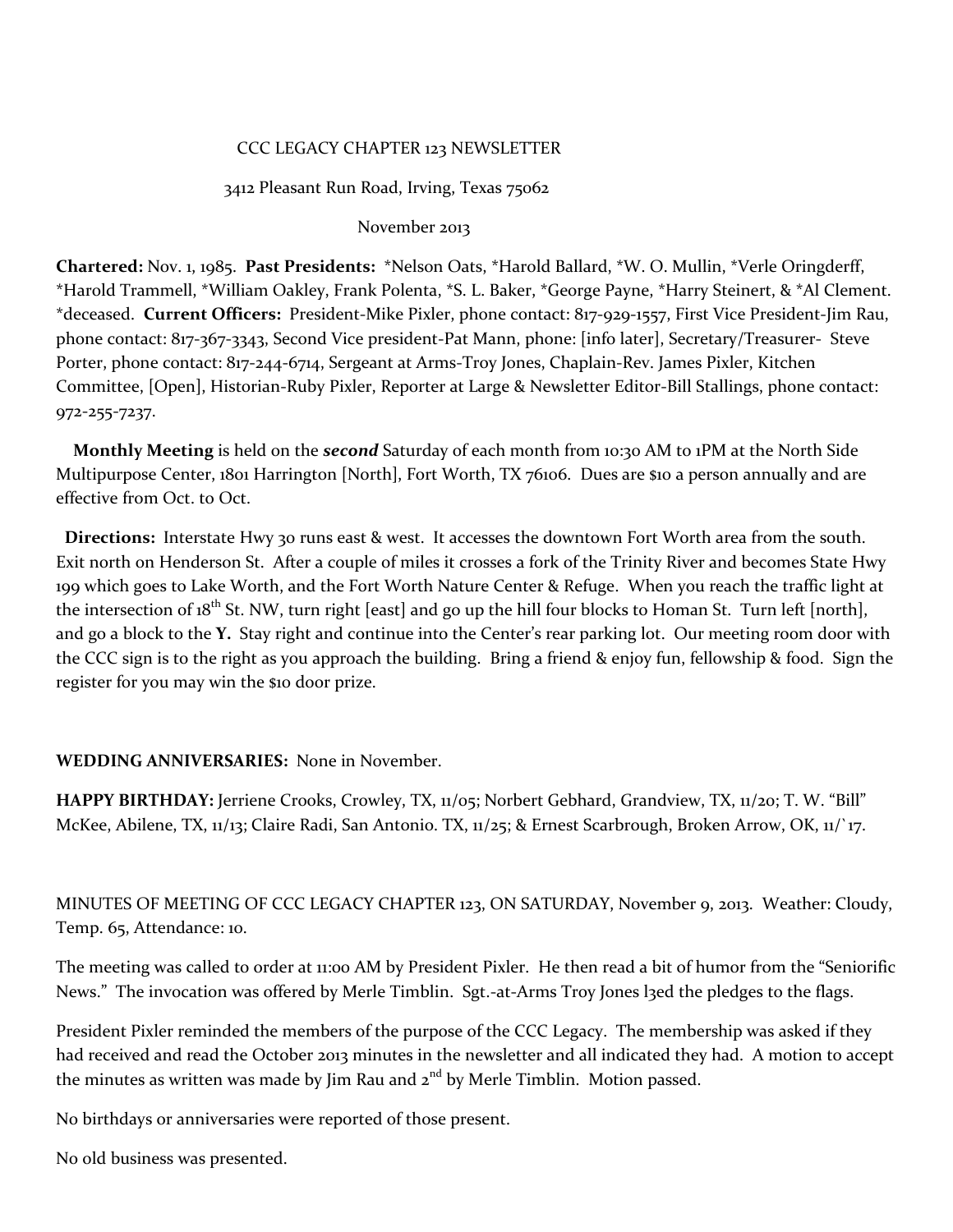CCC LEGACY CHAPTER 123 NEWSLETTER

3412 Pleasant Run Road, Irving, Texas 75062

November 2013

**Chartered:** Nov. 1, 1985. **Past Presidents:** *Nelson Oats, *Harold Ballard, *W. O. Mullin, *Verle Oringderff, *Harold Trammell, *William Oakley, Frank Polenta, *S. L. Baker, *George Payne, *Harry Steinert, & *Al Clement. *deceased. **Current Officers:** President-Mike Pixler, phone contact: 817-929-1557, First Vice President-Jim Rau, phone contact: 817-367-3343, Second Vice president-Pat Mann, phone: [info later], Secretary/Treasurer- Steve Porter, phone contact: 817-244-6714, Sergeant at Arms-Troy Jones, Chaplain-Rev. James Pixler, Kitchen Committee, [Open], Historian-Ruby Pixler, Reporter at Large & Newsletter Editor-Bill Stallings, phone contact: 972-255-7237.

**Monthly Meeting** is held on the ***second*** Saturday of each month from 10:30 AM to 1PM at the North Side Multipurpose Center, 1801 Harrington [North], Fort Worth, TX 76106. Dues are $10 a person annually and are effective from Oct. to Oct.

**Directions:** Interstate Hwy 30 runs east & west. It accesses the downtown Fort Worth area from the south. Exit north on Henderson St. After a couple of miles it crosses a fork of the Trinity River and becomes State Hwy 199 which goes to Lake Worth, and the Fort Worth Nature Center & Refuge. When you reach the traffic light at the intersection of 18th St. NW, turn right [east] and go up the hill four blocks to Homan St. Turn left [north], and go a block to the **Y.** Stay right and continue into the Center's rear parking lot. Our meeting room door with the CCC sign is to the right as you approach the building. Bring a friend & enjoy fun, fellowship & food. Sign the register for you may win the $10 door prize.

**WEDDING ANNIVERSARIES:** None in November.

**HAPPY BIRTHDAY:** Jerriene Crooks, Crowley, TX, 11/05; Norbert Gebhard, Grandview, TX, 11/20; T. W. "Bill" McKee, Abilene, TX, 11/13; Claire Radi, San Antonio. TX, 11/25; & Ernest Scarbrough, Broken Arrow, OK, 11/`17.

MINUTES OF MEETING OF CCC LEGACY CHAPTER 123, ON SATURDAY, November 9, 2013. Weather: Cloudy, Temp. 65, Attendance: 10.

The meeting was called to order at 11:00 AM by President Pixler. He then read a bit of humor from the "Seniorific News." The invocation was offered by Merle Timblin. Sgt.-at-Arms Troy Jones l3ed the pledges to the flags.

President Pixler reminded the members of the purpose of the CCC Legacy. The membership was asked if they had received and read the October 2013 minutes in the newsletter and all indicated they had. A motion to accept the minutes as written was made by Jim Rau and 2nd by Merle Timblin. Motion passed.

No birthdays or anniversaries were reported of those present.

No old business was presented.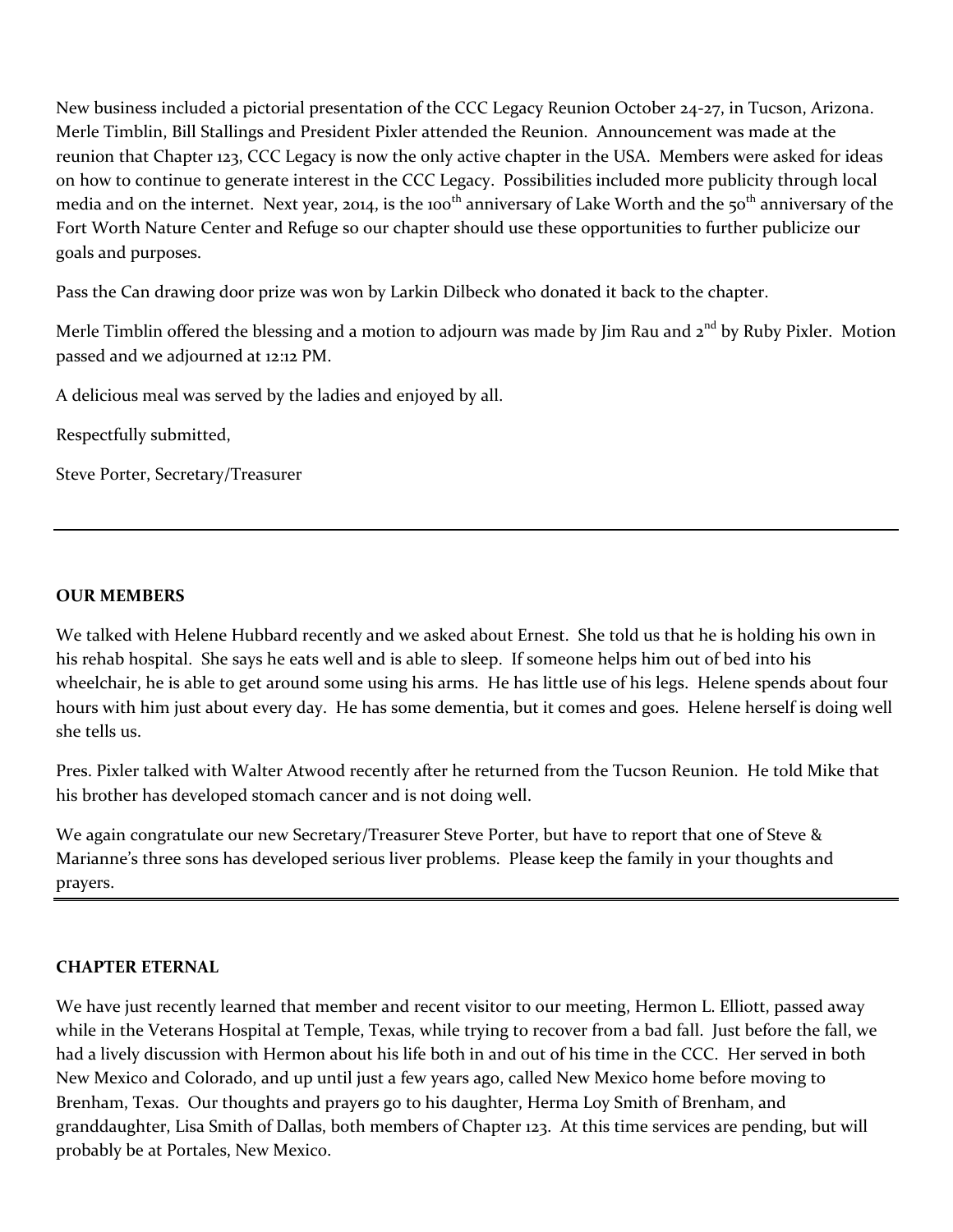New business included a pictorial presentation of the CCC Legacy Reunion October 24-27, in Tucson, Arizona. Merle Timblin, Bill Stallings and President Pixler attended the Reunion. Announcement was made at the reunion that Chapter 123, CCC Legacy is now the only active chapter in the USA. Members were asked for ideas on how to continue to generate interest in the CCC Legacy. Possibilities included more publicity through local media and on the internet. Next year, 2014, is the 100th anniversary of Lake Worth and the 50th anniversary of the Fort Worth Nature Center and Refuge so our chapter should use these opportunities to further publicize our goals and purposes.

Pass the Can drawing door prize was won by Larkin Dilbeck who donated it back to the chapter.

Merle Timblin offered the blessing and a motion to adjourn was made by Jim Rau and 2nd by Ruby Pixler. Motion passed and we adjourned at 12:12 PM.

A delicious meal was served by the ladies and enjoyed by all.

Respectfully submitted,

Steve Porter, Secretary/Treasurer

---

**OUR MEMBERS**

We talked with Helene Hubbard recently and we asked about Ernest. She told us that he is holding his own in his rehab hospital. She says he eats well and is able to sleep. If someone helps him out of bed into his wheelchair, he is able to get around some using his arms. He has little use of his legs. Helene spends about four hours with him just about every day. He has some dementia, but it comes and goes. Helene herself is doing well she tells us.

Pres. Pixler talked with Walter Atwood recently after he returned from the Tucson Reunion. He told Mike that his brother has developed stomach cancer and is not doing well.

We again congratulate our new Secretary/Treasurer Steve Porter, but have to report that one of Steve & Marianne's three sons has developed serious liver problems. Please keep the family in your thoughts and prayers.

---

**CHAPTER ETERNAL**

We have just recently learned that member and recent visitor to our meeting, Hermon L. Elliott, passed away while in the Veterans Hospital at Temple, Texas, while trying to recover from a bad fall. Just before the fall, we had a lively discussion with Hermon about his life both in and out of his time in the CCC. Her served in both New Mexico and Colorado, and up until just a few years ago, called New Mexico home before moving to Brenham, Texas. Our thoughts and prayers go to his daughter, Herma Loy Smith of Brenham, and granddaughter, Lisa Smith of Dallas, both members of Chapter 123. At this time services are pending, but will probably be at Portales, New Mexico.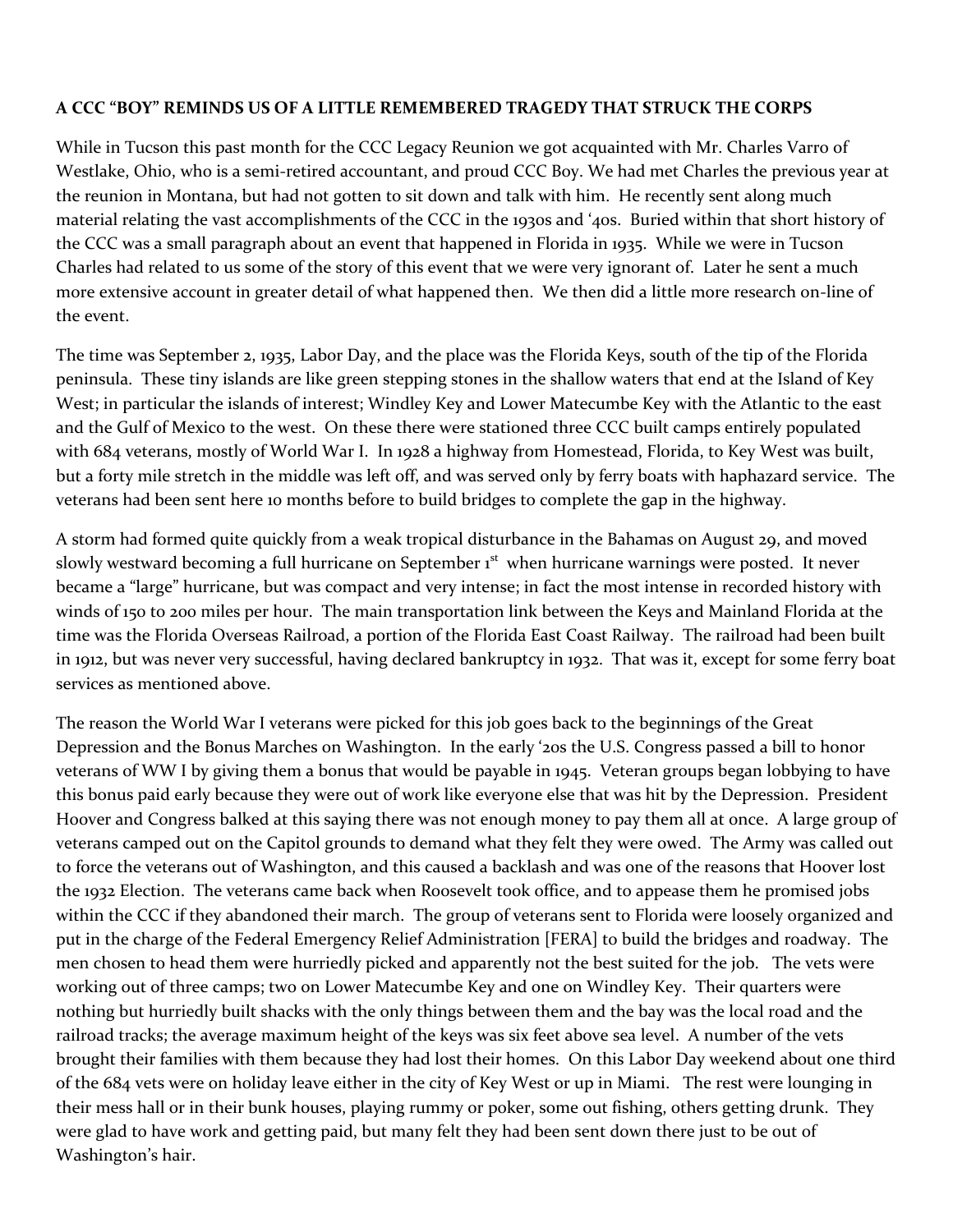**A CCC "BOY" REMINDS US OF A LITTLE REMEMBERED TRAGEDY THAT STRUCK THE CORPS**

While in Tucson this past month for the CCC Legacy Reunion we got acquainted with Mr. Charles Varro of Westlake, Ohio, who is a semi-retired accountant, and proud CCC Boy. We had met Charles the previous year at the reunion in Montana, but had not gotten to sit down and talk with him. He recently sent along much material relating the vast accomplishments of the CCC in the 1930s and '40s. Buried within that short history of the CCC was a small paragraph about an event that happened in Florida in 1935. While we were in Tucson Charles had related to us some of the story of this event that we were very ignorant of. Later he sent a much more extensive account in greater detail of what happened then. We then did a little more research on-line of the event.

The time was September 2, 1935, Labor Day, and the place was the Florida Keys, south of the tip of the Florida peninsula. These tiny islands are like green stepping stones in the shallow waters that end at the Island of Key West; in particular the islands of interest; Windley Key and Lower Matecumbe Key with the Atlantic to the east and the Gulf of Mexico to the west. On these there were stationed three CCC built camps entirely populated with 684 veterans, mostly of World War I. In 1928 a highway from Homestead, Florida, to Key West was built, but a forty mile stretch in the middle was left off, and was served only by ferry boats with haphazard service. The veterans had been sent here 10 months before to build bridges to complete the gap in the highway.

A storm had formed quite quickly from a weak tropical disturbance in the Bahamas on August 29, and moved slowly westward becoming a full hurricane on September 1st when hurricane warnings were posted. It never became a "large" hurricane, but was compact and very intense; in fact the most intense in recorded history with winds of 150 to 200 miles per hour. The main transportation link between the Keys and Mainland Florida at the time was the Florida Overseas Railroad, a portion of the Florida East Coast Railway. The railroad had been built in 1912, but was never very successful, having declared bankruptcy in 1932. That was it, except for some ferry boat services as mentioned above.

The reason the World War I veterans were picked for this job goes back to the beginnings of the Great Depression and the Bonus Marches on Washington. In the early '20s the U.S. Congress passed a bill to honor veterans of WW I by giving them a bonus that would be payable in 1945. Veteran groups began lobbying to have this bonus paid early because they were out of work like everyone else that was hit by the Depression. President Hoover and Congress balked at this saying there was not enough money to pay them all at once. A large group of veterans camped out on the Capitol grounds to demand what they felt they were owed. The Army was called out to force the veterans out of Washington, and this caused a backlash and was one of the reasons that Hoover lost the 1932 Election. The veterans came back when Roosevelt took office, and to appease them he promised jobs within the CCC if they abandoned their march. The group of veterans sent to Florida were loosely organized and put in the charge of the Federal Emergency Relief Administration [FERA] to build the bridges and roadway. The men chosen to head them were hurriedly picked and apparently not the best suited for the job. The vets were working out of three camps; two on Lower Matecumbe Key and one on Windley Key. Their quarters were nothing but hurriedly built shacks with the only things between them and the bay was the local road and the railroad tracks; the average maximum height of the keys was six feet above sea level. A number of the vets brought their families with them because they had lost their homes. On this Labor Day weekend about one third of the 684 vets were on holiday leave either in the city of Key West or up in Miami. The rest were lounging in their mess hall or in their bunk houses, playing rummy or poker, some out fishing, others getting drunk. They were glad to have work and getting paid, but many felt they had been sent down there just to be out of Washington's hair.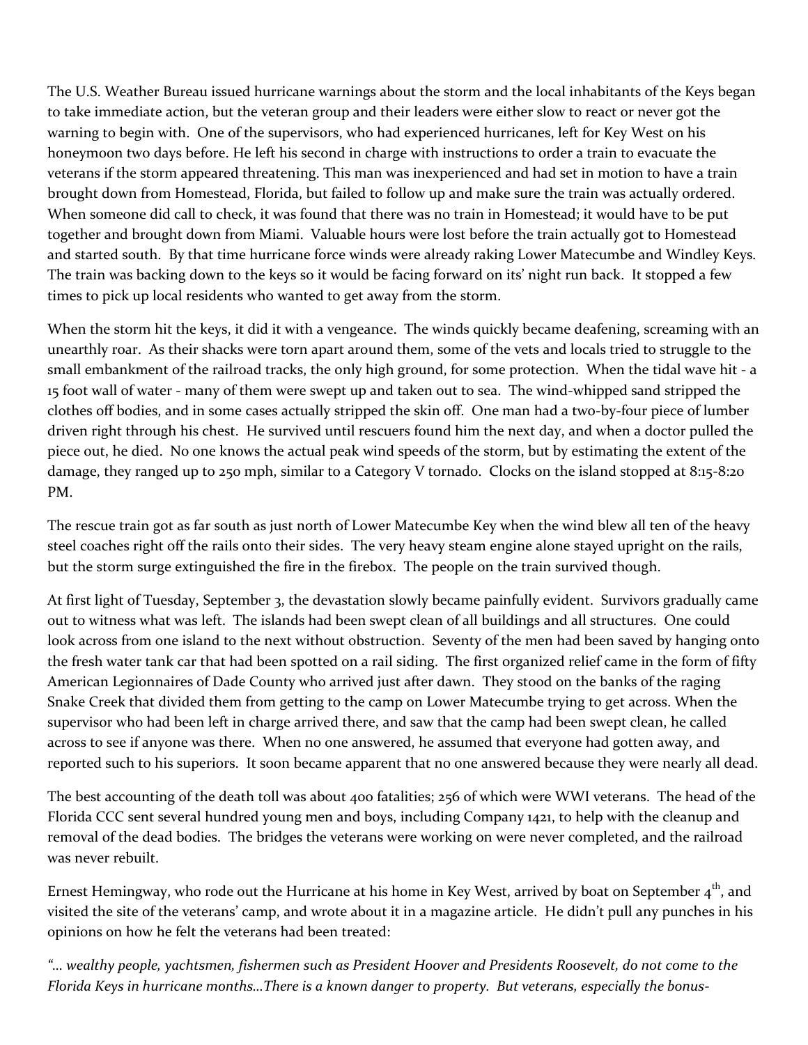The U.S. Weather Bureau issued hurricane warnings about the storm and the local inhabitants of the Keys began to take immediate action, but the veteran group and their leaders were either slow to react or never got the warning to begin with. One of the supervisors, who had experienced hurricanes, left for Key West on his honeymoon two days before. He left his second in charge with instructions to order a train to evacuate the veterans if the storm appeared threatening. This man was inexperienced and had set in motion to have a train brought down from Homestead, Florida, but failed to follow up and make sure the train was actually ordered. When someone did call to check, it was found that there was no train in Homestead; it would have to be put together and brought down from Miami. Valuable hours were lost before the train actually got to Homestead and started south. By that time hurricane force winds were already raking Lower Matecumbe and Windley Keys. The train was backing down to the keys so it would be facing forward on its' night run back. It stopped a few times to pick up local residents who wanted to get away from the storm.

When the storm hit the keys, it did it with a vengeance. The winds quickly became deafening, screaming with an unearthly roar. As their shacks were torn apart around them, some of the vets and locals tried to struggle to the small embankment of the railroad tracks, the only high ground, for some protection. When the tidal wave hit - a 15 foot wall of water - many of them were swept up and taken out to sea. The wind-whipped sand stripped the clothes off bodies, and in some cases actually stripped the skin off. One man had a two-by-four piece of lumber driven right through his chest. He survived until rescuers found him the next day, and when a doctor pulled the piece out, he died. No one knows the actual peak wind speeds of the storm, but by estimating the extent of the damage, they ranged up to 250 mph, similar to a Category V tornado. Clocks on the island stopped at 8:15-8:20 PM.

The rescue train got as far south as just north of Lower Matecumbe Key when the wind blew all ten of the heavy steel coaches right off the rails onto their sides. The very heavy steam engine alone stayed upright on the rails, but the storm surge extinguished the fire in the firebox. The people on the train survived though.

At first light of Tuesday, September 3, the devastation slowly became painfully evident. Survivors gradually came out to witness what was left. The islands had been swept clean of all buildings and all structures. One could look across from one island to the next without obstruction. Seventy of the men had been saved by hanging onto the fresh water tank car that had been spotted on a rail siding. The first organized relief came in the form of fifty American Legionnaires of Dade County who arrived just after dawn. They stood on the banks of the raging Snake Creek that divided them from getting to the camp on Lower Matecumbe trying to get across. When the supervisor who had been left in charge arrived there, and saw that the camp had been swept clean, he called across to see if anyone was there. When no one answered, he assumed that everyone had gotten away, and reported such to his superiors. It soon became apparent that no one answered because they were nearly all dead.

The best accounting of the death toll was about 400 fatalities; 256 of which were WWI veterans. The head of the Florida CCC sent several hundred young men and boys, including Company 1421, to help with the cleanup and removal of the dead bodies. The bridges the veterans were working on were never completed, and the railroad was never rebuilt.

Ernest Hemingway, who rode out the Hurricane at his home in Key West, arrived by boat on September 4th, and visited the site of the veterans' camp, and wrote about it in a magazine article. He didn't pull any punches in his opinions on how he felt the veterans had been treated:

*"… wealthy people, yachtsmen, fishermen such as President Hoover and Presidents Roosevelt, do not come to the Florida Keys in hurricane months…There is a known danger to property. But veterans, especially the bonus-*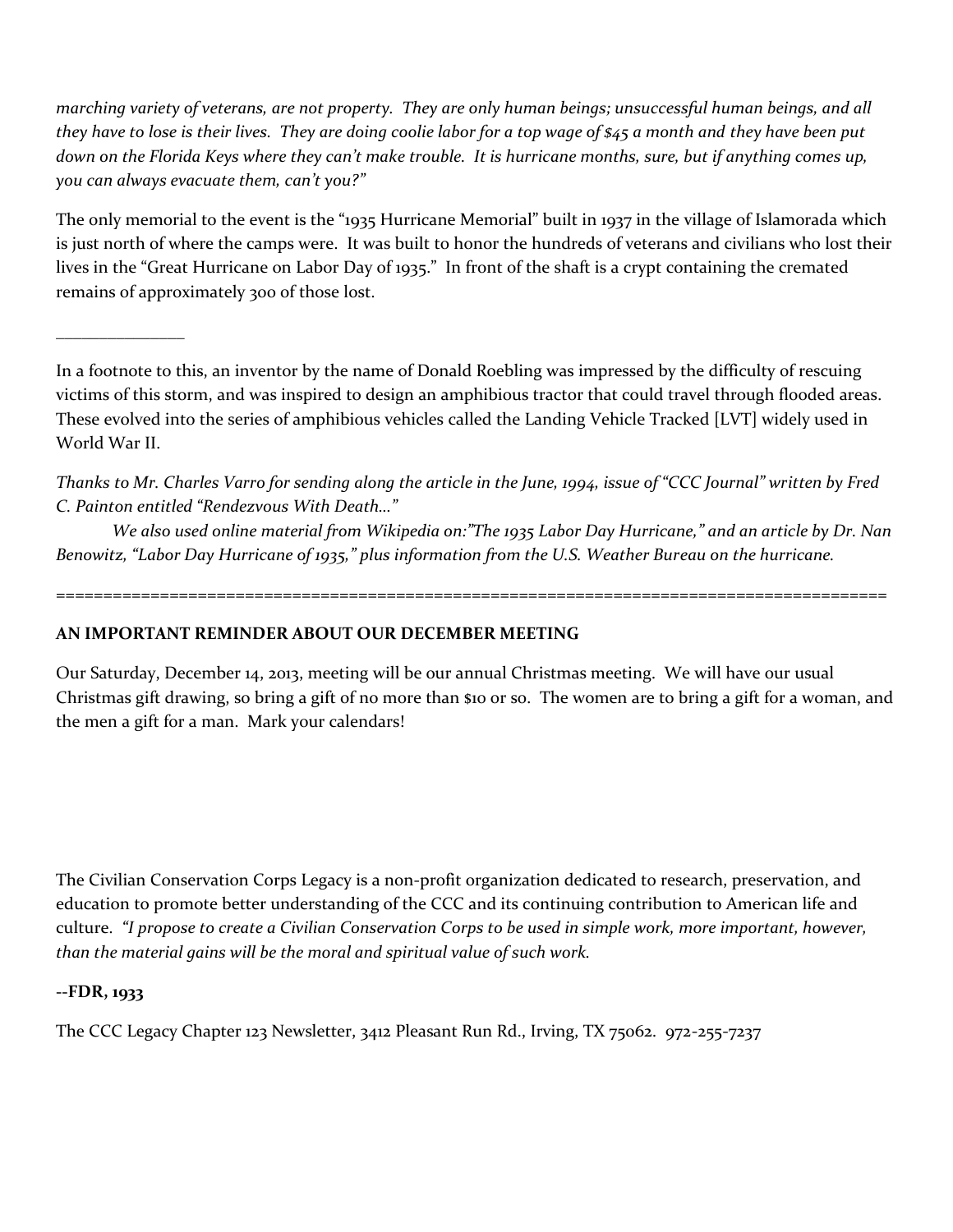*marching variety of veterans, are not property. They are only human beings; unsuccessful human beings, and all they have to lose is their lives. They are doing coolie labor for a top wage of $45 a month and they have been put down on the Florida Keys where they can't make trouble. It is hurricane months, sure, but if anything comes up, you can always evacuate them, can't you?"*

The only memorial to the event is the "1935 Hurricane Memorial" built in 1937 in the village of Islamorada which is just north of where the camps were. It was built to honor the hundreds of veterans and civilians who lost their lives in the "Great Hurricane on Labor Day of 1935." In front of the shaft is a crypt containing the cremated remains of approximately 300 of those lost.

---

In a footnote to this, an inventor by the name of Donald Roebling was impressed by the difficulty of rescuing victims of this storm, and was inspired to design an amphibious tractor that could travel through flooded areas. These evolved into the series of amphibious vehicles called the Landing Vehicle Tracked [LVT] widely used in World War II.

*Thanks to Mr. Charles Varro for sending along the article in the June, 1994, issue of "CCC Journal" written by Fred C. Painton entitled "Rendezvous With Death…"*

*We also used online material from Wikipedia on:"The 1935 Labor Day Hurricane," and an article by Dr. Nan Benowitz, "Labor Day Hurricane of 1935," plus information from the U.S. Weather Bureau on the hurricane.*

---

**AN IMPORTANT REMINDER ABOUT OUR DECEMBER MEETING**

Our Saturday, December 14, 2013, meeting will be our annual Christmas meeting. We will have our usual Christmas gift drawing, so bring a gift of no more than $10 or so. The women are to bring a gift for a woman, and the men a gift for a man. Mark your calendars!

The Civilian Conservation Corps Legacy is a non-profit organization dedicated to research, preservation, and education to promote better understanding of the CCC and its continuing contribution to American life and culture. *"I propose to create a Civilian Conservation Corps to be used in simple work, more important, however, than the material gains will be the moral and spiritual value of such work.*

**--FDR, 1933**

The CCC Legacy Chapter 123 Newsletter, 3412 Pleasant Run Rd., Irving, TX 75062. 972-255-7237